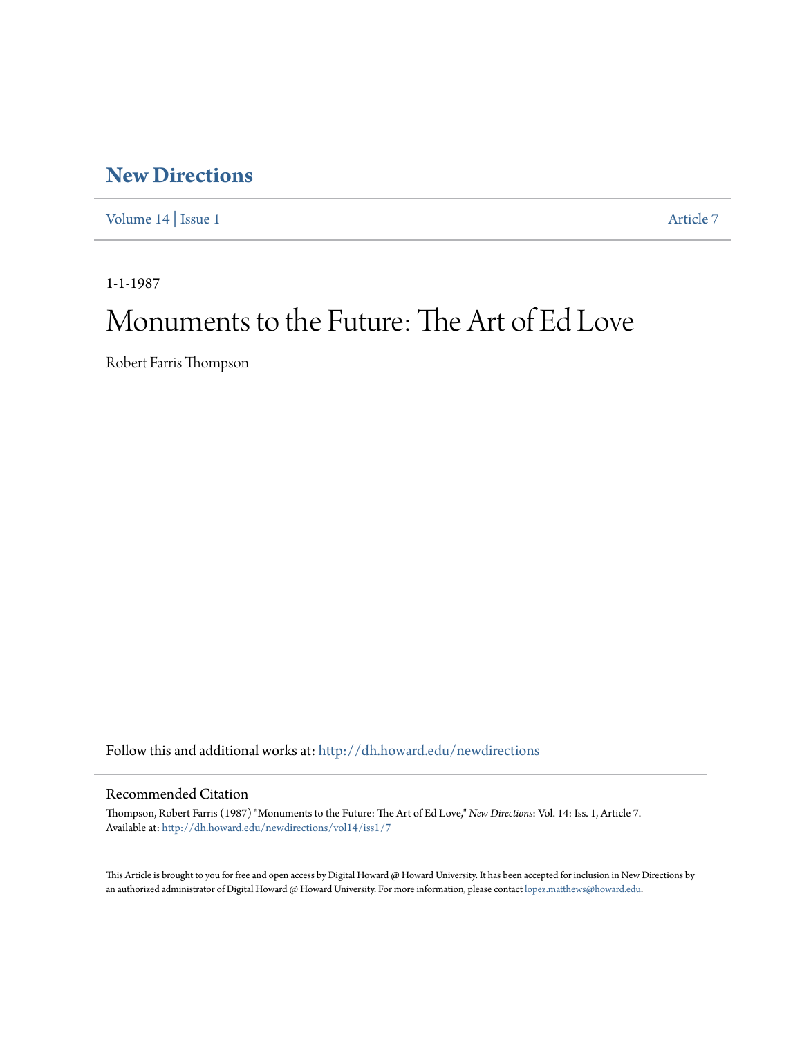# New Directions

Volume 14 | Issue 1 Article 7

1-1-1987

# Monuments to the Future: The Art of Ed Love

Robert Farris Thompson

Follow this and additional works at: http://dh.howard.edu/newdirections

## Recommended Citation

Thompson, Robert Farris (1987) "Monuments to the Future: The Art of Ed Love," *New Directions*: Vol. 14: Iss. 1, Article 7.
Available at: http://dh.howard.edu/newdirections/vol14/iss1/7

This Article is brought to you for free and open access by Digital Howard @ Howard University. It has been accepted for inclusion in New Directions by an authorized administrator of Digital Howard @ Howard University. For more information, please contact lopez.matthews@howard.edu.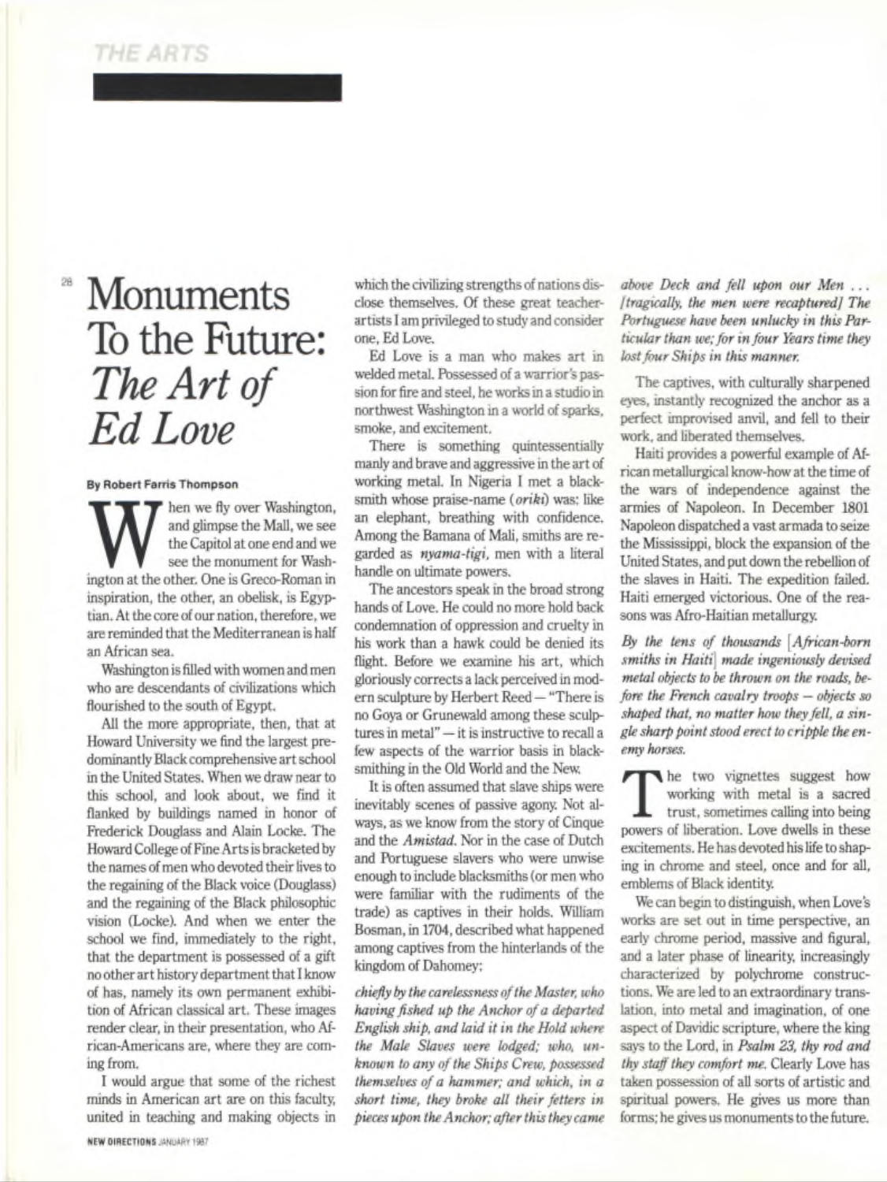# Monuments To the Future: *The Art of Ed Love*

**By Robert Farris Thompson**

When we fly over Washington, and glimpse the Mall, we see the Capitol at one end and we see the monument for Washington at the other. One is Greco-Roman in inspiration, the other, an obelisk, is Egyptian. At the core of our nation, therefore, we are reminded that the Mediterranean is half an African sea.

Washington is filled with women and men who are descendants of civilizations which flourished to the south of Egypt.

All the more appropriate, then, that at Howard University we find the largest predominantly Black comprehensive art school in the United States. When we draw near to this school, and look about, we find it flanked by buildings named in honor of Frederick Douglass and Alain Locke. The Howard College of Fine Arts is bracketed by the names of men who devoted their lives to the regaining of the Black voice (Douglass) and the regaining of the Black philosophic vision (Locke). And when we enter the school we find, immediately to the right, that the department is possessed of a gift no other art history department that I know of has, namely its own permanent exhibition of African classical art. These images render clear, in their presentation, who African-Americans are, where they are coming from.

I would argue that some of the richest minds in American art are on this faculty, united in teaching and making objects in which the civilizing strengths of nations disclose themselves. Of these great teacher-artists I am privileged to study and consider one, Ed Love.

Ed Love is a man who makes art in welded metal. Possessed of a warrior's passion for fire and steel, he works in a studio in northwest Washington in a world of sparks, smoke, and excitement.

There is something quintessentially manly and brave and aggressive in the art of working metal. In Nigeria I met a blacksmith whose praise-name (*oriki*) was: like an elephant, breathing with confidence. Among the Bamana of Mali, smiths are regarded as *nyama-tigi*, men with a literal handle on ultimate powers.

The ancestors speak in the broad strong hands of Love. He could no more hold back condemnation of oppression and cruelty in his work than a hawk could be denied its flight. Before we examine his art, which gloriously corrects a lack perceived in modern sculpture by Herbert Reed — "There is no Goya or Grunewald among these sculptures in metal" — it is instructive to recall a few aspects of the warrior basis in blacksmithing in the Old World and the New.

It is often assumed that slave ships were inevitably scenes of passive agony. Not always, as we know from the story of Cinque and the *Amistad*. Nor in the case of Dutch and Portuguese slavers who were unwise enough to include blacksmiths (or men who were familiar with the rudiments of the trade) as captives in their holds. William Bosman, in 1704, described what happened among captives from the hinterlands of the kingdom of Dahomey:

*chiefly by the carelessness of the Master, who having fished up the Anchor of a departed English ship, and laid it in the Hold where the Male Slaves were lodged; who, unknown to any of the Ships Crew, possessed themselves of a hammer; and which, in a short time, they broke all their fetters in pieces upon the Anchor; after this they came above Deck and fell upon our Men ... [tragically, the men were recaptured] The Portuguese have been unlucky in this Particular than we; for in four Years time they lost four Ships in this manner.*

The captives, with culturally sharpened eyes, instantly recognized the anchor as a perfect improvised anvil, and fell to their work, and liberated themselves.

Haiti provides a powerful example of African metallurgical know-how at the time of the wars of independence against the armies of Napoleon. In December 1801 Napoleon dispatched a vast armada to seize the Mississippi, block the expansion of the United States, and put down the rebellion of the slaves in Haiti. The expedition failed. Haiti emerged victorious. One of the reasons was Afro-Haitian metallurgy.

*By the tens of thousands [African-born smiths in Haiti] made ingeniously devised metal objects to be thrown on the roads, before the French cavalry troops — objects so shaped that, no matter how they fell, a single sharp point stood erect to cripple the enemy horses.*

The two vignettes suggest how working with metal is a sacred trust, sometimes calling into being powers of liberation. Love dwells in these excitements. He has devoted his life to shaping in chrome and steel, once and for all, emblems of Black identity.

We can begin to distinguish, when Love's works are set out in time perspective, an early chrome period, massive and figural, and a later phase of linearity, increasingly characterized by polychrome constructions. We are led to an extraordinary translation, into metal and imagination, of one aspect of Davidic scripture, where the king says to the Lord, in *Psalm 23, thy rod and thy staff they comfort me*. Clearly Love has taken possession of all sorts of artistic and spiritual powers. He gives us more than forms; he gives us monuments to the future.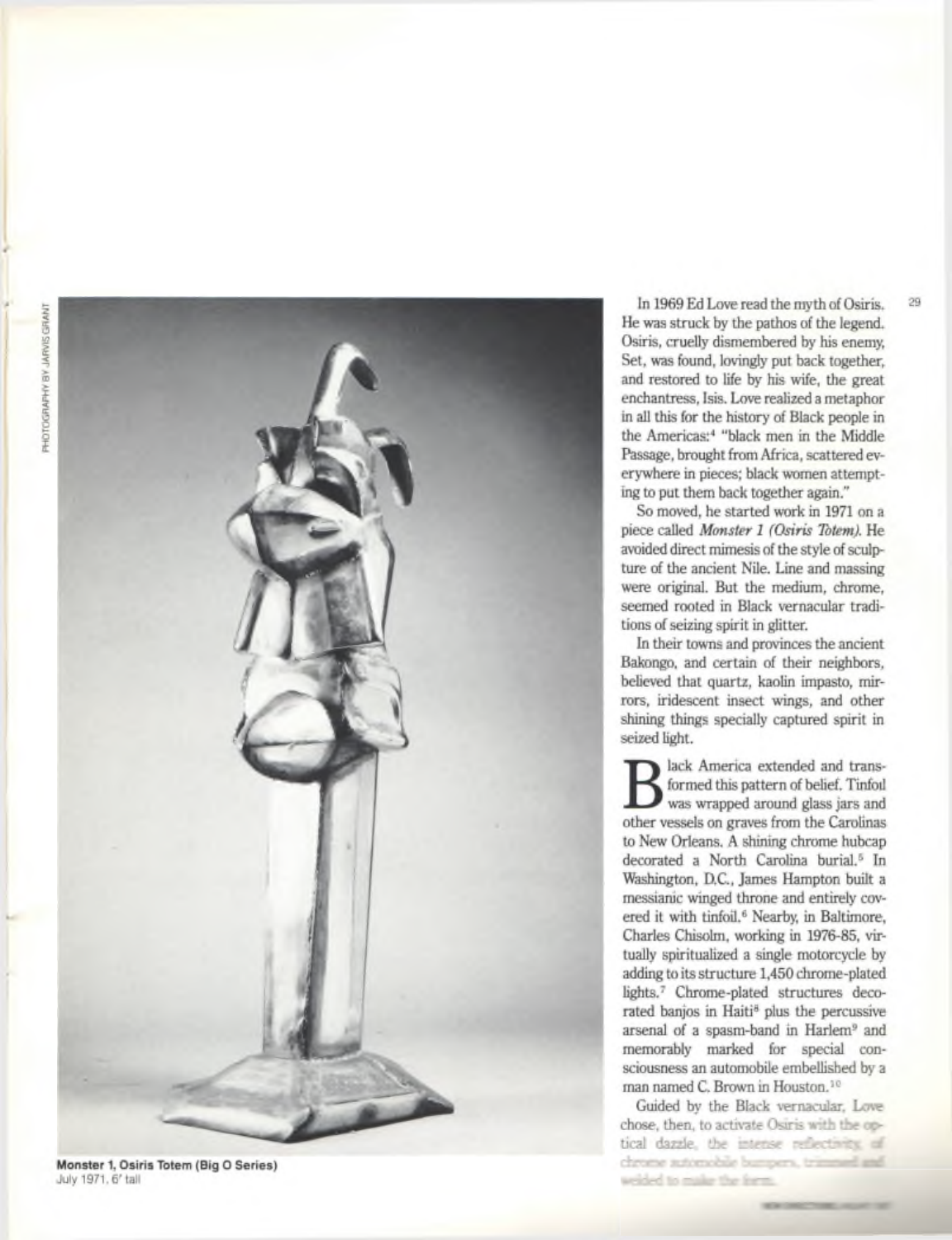Monster 1, Osiris Totem (Big O Series)
July 1971, 6' tall

In 1969 Ed Love read the myth of Osiris. He was struck by the pathos of the legend. Osiris, cruelly dismembered by his enemy, Set, was found, lovingly put back together, and restored to life by his wife, the great enchantress, Isis. Love realized a metaphor in all this for the history of Black people in the Americas:[4] "black men in the Middle Passage, brought from Africa, scattered everywhere in pieces; black women attempting to put them back together again."

So moved, he started work in 1971 on a piece called *Monster 1 (Osiris Totem)*. He avoided direct mimesis of the style of sculpture of the ancient Nile. Line and massing were original. But the medium, chrome, seemed rooted in Black vernacular traditions of seizing spirit in glitter.

In their towns and provinces the ancient Bakongo, and certain of their neighbors, believed that quartz, kaolin impasto, mirrors, iridescent insect wings, and other shining things specially captured spirit in seized light.

Black America extended and transformed this pattern of belief. Tinfoil was wrapped around glass jars and other vessels on graves from the Carolinas to New Orleans. A shining chrome hubcap decorated a North Carolina burial.[5] In Washington, D.C., James Hampton built a messianic winged throne and entirely covered it with tinfoil.[6] Nearby, in Baltimore, Charles Chisolm, working in 1976-85, virtually spiritualized a single motorcycle by adding to its structure 1,450 chrome-plated lights.[7] Chrome-plated structures decorated banjos in Haiti[8] plus the percussive arsenal of a spasm-band in Harlem[9] and memorably marked for special consciousness an automobile embellished by a man named C. Brown in Houston.[10]

Guided by the Black vernacular, Love chose, then, to activate Osiris with the optical dazzle, the intense reflectivity of chrome automobile bumpers, trimmed and welded to make the form.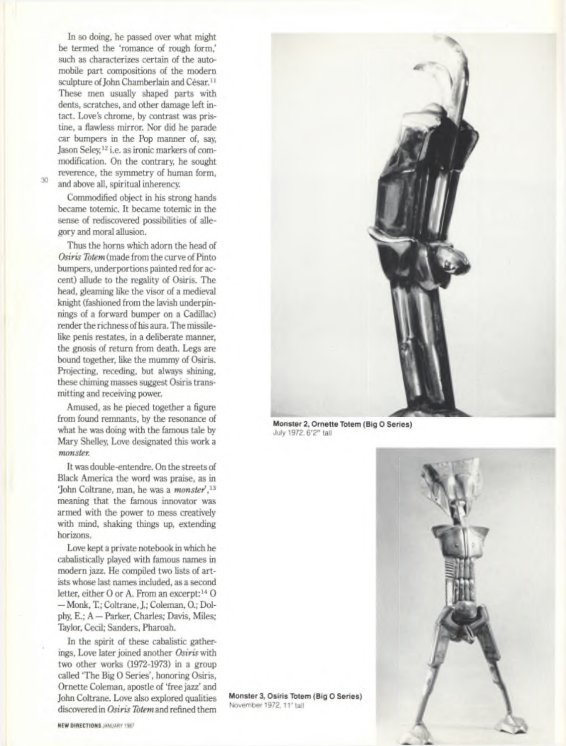In so doing, he passed over what might be termed the 'romance of rough form,' such as characterizes certain of the automobile part compositions of the modern sculpture of John Chamberlain and César.[11] These men usually shaped parts with dents, scratches, and other damage left intact. Love's chrome, by contrast was pristine, a flawless mirror. Nor did he parade car bumpers in the Pop manner of, say, Jason Seley,[12] i.e. as ironic markers of commodification. On the contrary, he sought reverence, the symmetry of human form, and above all, spiritual inherency.

Commodified object in his strong hands became totemic. It became totemic in the sense of rediscovered possibilities of allegory and moral allusion.

Thus the horns which adorn the head of *Osiris Totem* (made from the curve of Pinto bumpers, underportions painted red for accent) allude to the regality of Osiris. The head, gleaming like the visor of a medieval knight (fashioned from the lavish underpinnings of a forward bumper on a Cadillac) render the richness of his aura. The missile-like penis restates, in a deliberate manner, the gnosis of return from death. Legs are bound together, like the mummy of Osiris. Projecting, receding, but always shining, these chiming masses suggest Osiris transmitting and receiving power.

Amused, as he pieced together a figure from found remnants, by the resonance of what he was doing with the famous tale by Mary Shelley, Love designated this work a *monster*.

It was double-entendre. On the streets of Black America the word was praise, as in 'John Coltrane, man, he was a *monster*',[13] meaning that the famous innovator was armed with the power to mess creatively with mind, shaking things up, extending horizons.

Love kept a private notebook in which he cabalistically played with famous names in modern jazz. He compiled two lists of artists whose last names included, as a second letter, either O or A. From an excerpt:[14] O — Monk, T.; Coltrane, J.; Coleman, O.; Dolphy, E.; A — Parker, Charles; Davis, Miles; Taylor, Cecil; Sanders, Pharoah.

In the spirit of these cabalistic gatherings, Love later joined another *Osiris* with two other works (1972-1973) in a group called 'The Big O Series', honoring Osiris, Ornette Coleman, apostle of 'free jazz' and John Coltrane. Love also explored qualities discovered in *Osiris Totem* and refined them

**Monster 2, Ornette Totem (Big O Series)**
July 1972, 6'2" tall

**Monster 3, Osiris Totem (Big O Series)**
November 1972, 11' tall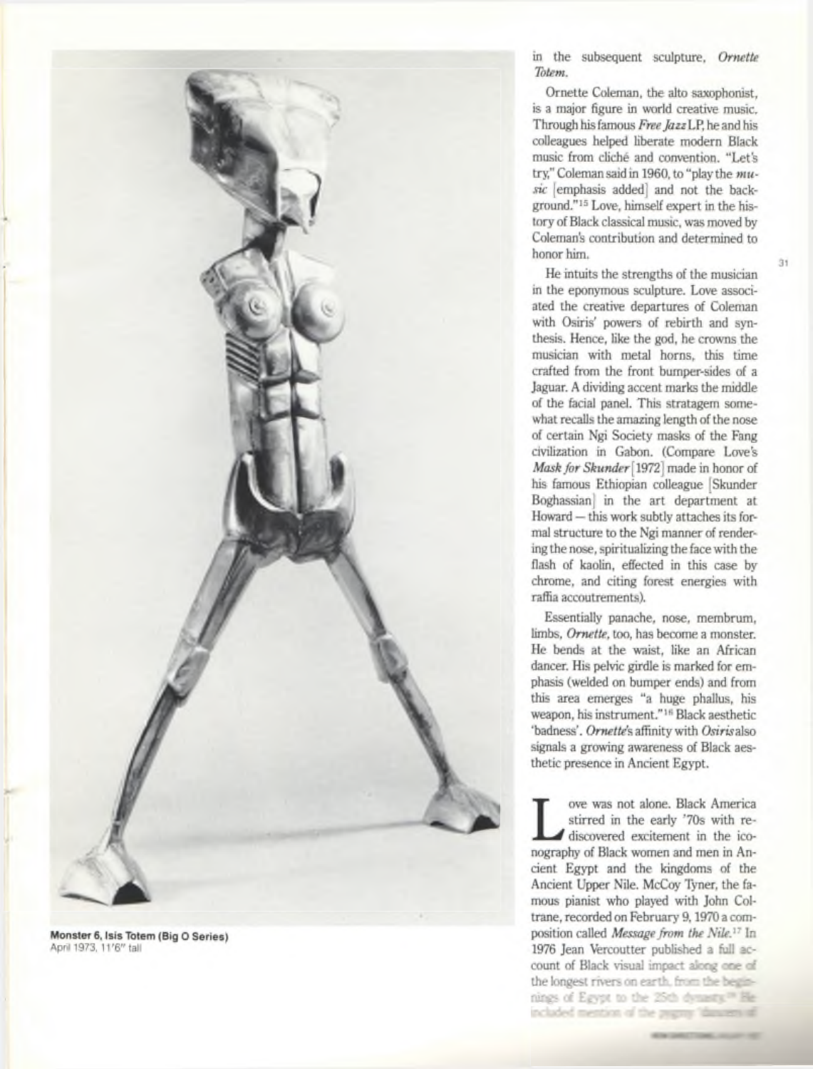**Monster 6, Isis Totem (Big O Series)**
April 1973, 11'6" tall

in the subsequent sculpture, *Ornette Totem*.

Ornette Coleman, the alto saxophonist, is a major figure in world creative music. Through his famous *Free Jazz* LP, he and his colleagues helped liberate modern Black music from cliché and convention. "Let's try," Coleman said in 1960, to "play the *music* [emphasis added] and not the background."[15] Love, himself expert in the history of Black classical music, was moved by Coleman's contribution and determined to honor him.

He intuits the strengths of the musician in the eponymous sculpture. Love associated the creative departures of Coleman with Osiris' powers of rebirth and synthesis. Hence, like the god, he crowns the musician with metal horns, this time crafted from the front bumper-sides of a Jaguar. A dividing accent marks the middle of the facial panel. This stratagem somewhat recalls the amazing length of the nose of certain Ngi Society masks of the Fang civilization in Gabon. (Compare Love's *Mask for Skunder* [1972] made in honor of his famous Ethiopian colleague [Skunder Boghassian] in the art department at Howard — this work subtly attaches its formal structure to the Ngi manner of rendering the nose, spiritualizing the face with the flash of kaolin, effected in this case by chrome, and citing forest energies with raffia accoutrements).

Essentially panache, nose, membrum, limbs, *Ornette*, too, has become a monster. He bends at the waist, like an African dancer. His pelvic girdle is marked for emphasis (welded on bumper ends) and from this area emerges "a huge phallus, his weapon, his instrument."[16] Black aesthetic 'badness'. *Ornette's* affinity with *Osiris* also signals a growing awareness of Black aesthetic presence in Ancient Egypt.

Love was not alone. Black America stirred in the early '70s with rediscovered excitement in the iconography of Black women and men in Ancient Egypt and the kingdoms of the Ancient Upper Nile. McCoy Tyner, the famous pianist who played with John Coltrane, recorded on February 9, 1970 a composition called *Message from the Nile*.[17] In 1976 Jean Vercoutter published a full account of Black visual impact along one of the longest rivers on earth, from the beginnings of Egypt to the 25th dynasty.[18] He included mention of the pygmy 'dancers of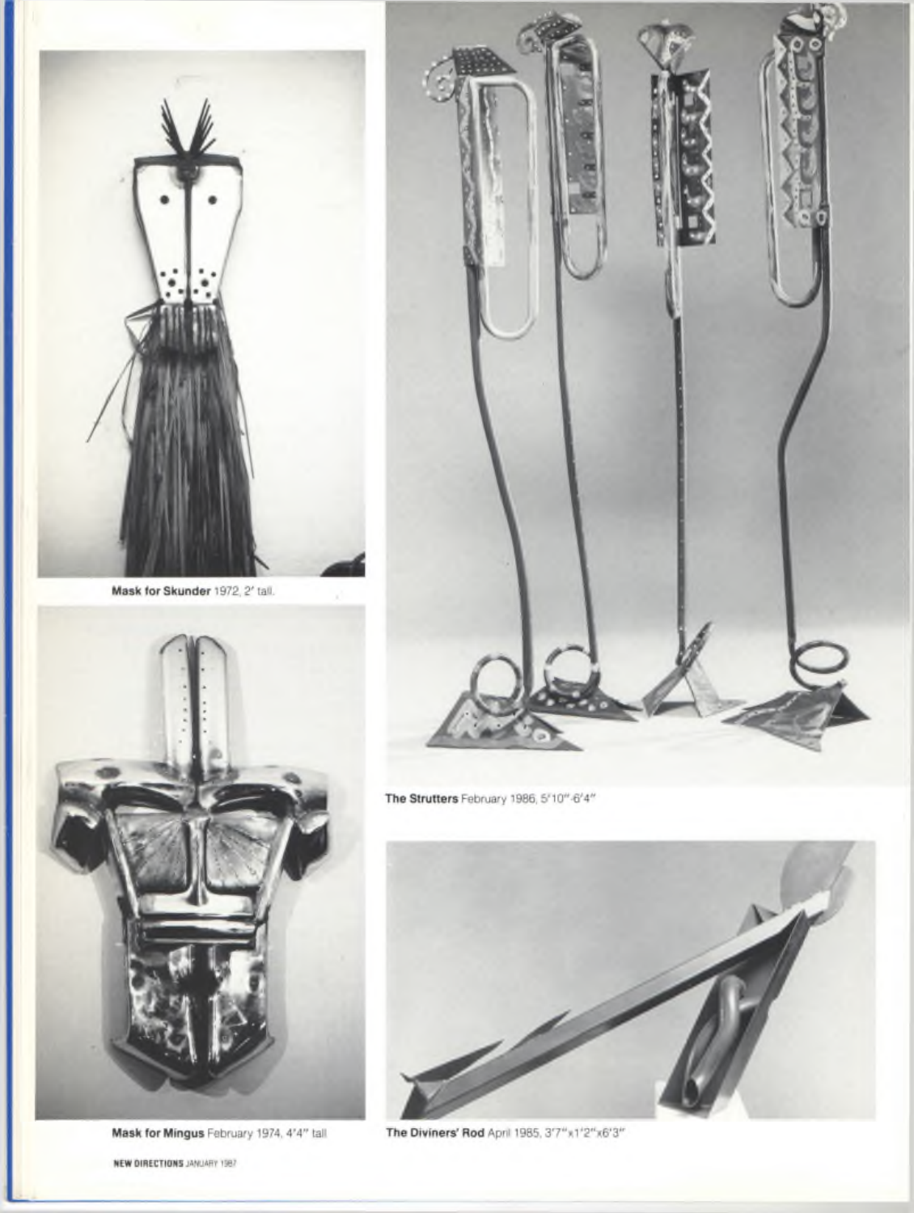**Mask for Skunder** 1972, 2′ tall.

**The Strutters** February 1986, 5′10″-6′4″

**Mask for Mingus** February 1974, 4′4″ tall

**The Diviners' Rod** April 1985, 3′7″x1′2″x6′3″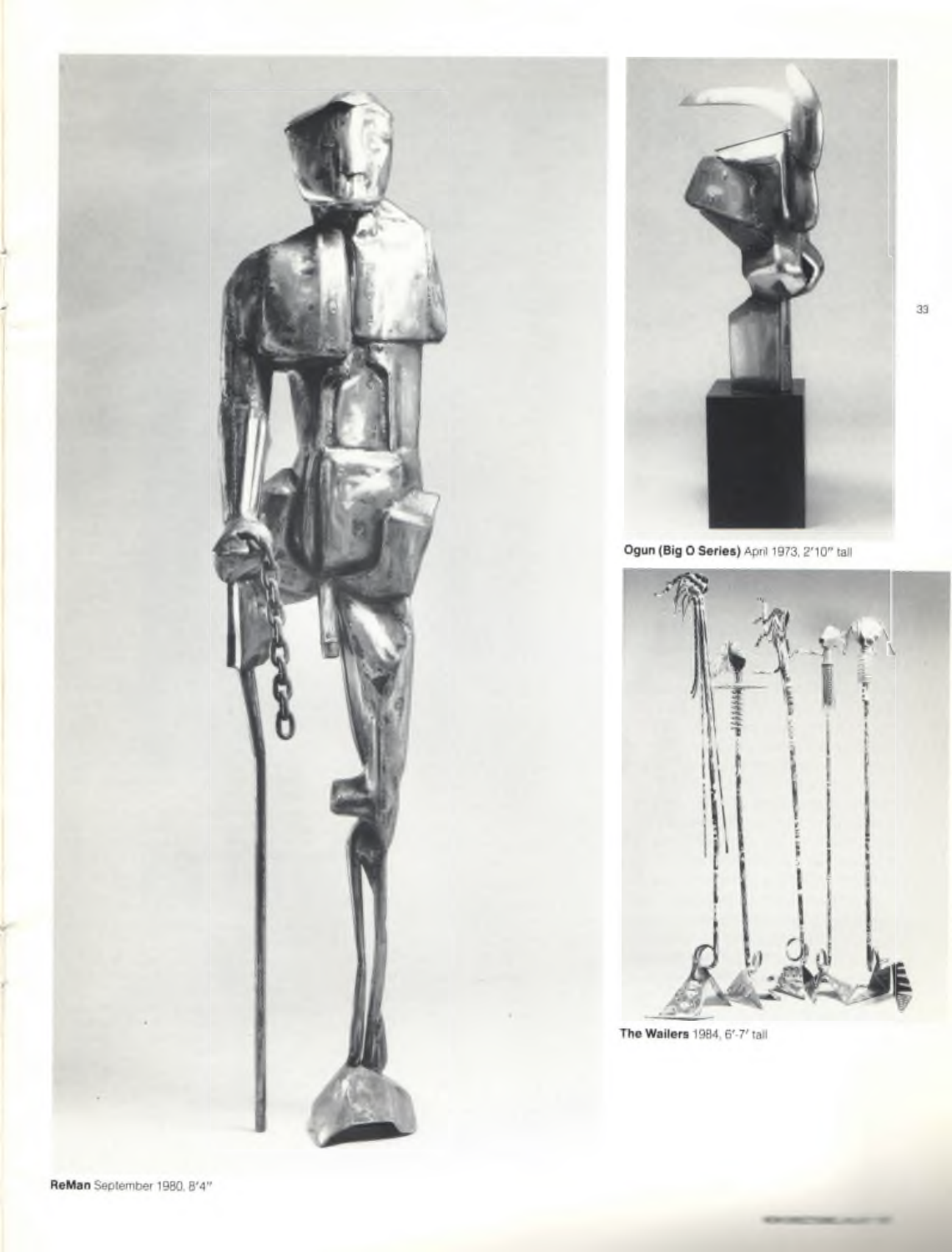**Ogun (Big O Series)** April 1973, 2′10″ tall

**The Wailers** 1984, 6′-7′ tall

**ReMan** September 1980, 8′4″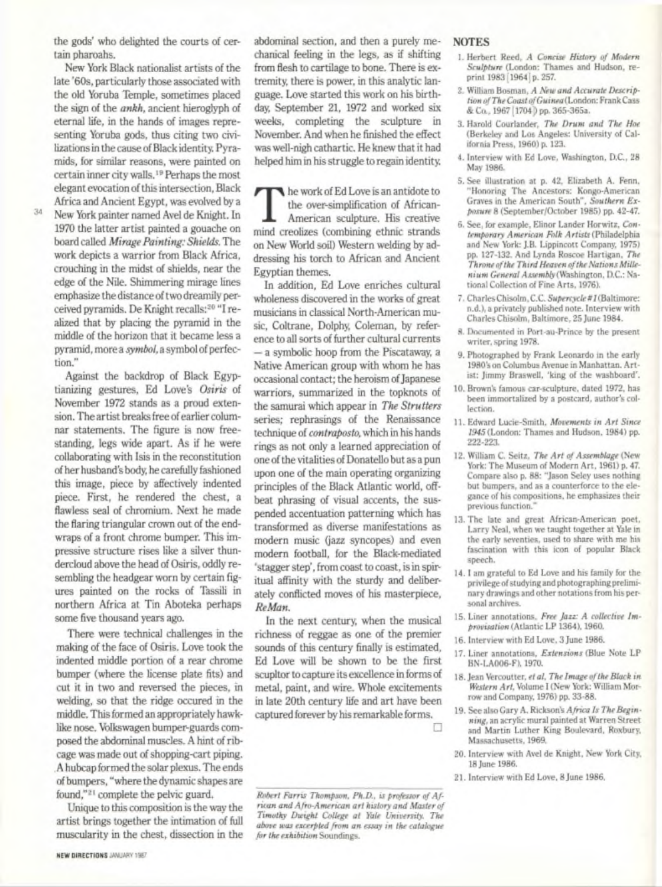the gods' who delighted the courts of certain pharaohs.

New York Black nationalist artists of the late '60s, particularly those associated with the old Yoruba Temple, sometimes placed the sign of the *ankh*, ancient hieroglyph of eternal life, in the hands of images representing Yoruba gods, thus citing two civilizations in the cause of Black identity. Pyramids, for similar reasons, were painted on certain inner city walls.[19] Perhaps the most elegant evocation of this intersection, Black Africa and Ancient Egypt, was evolved by a New York painter named Avel de Knight. In 1970 the latter artist painted a gouache on board called *Mirage Painting: Shields*. The work depicts a warrior from Black Africa, crouching in the midst of shields, near the edge of the Nile. Shimmering mirage lines emphasize the distance of two dreamily perceived pyramids. De Knight recalls:[20] "I realized that by placing the pyramid in the middle of the horizon that it became less a pyramid, more a *symbol*, a symbol of perfection."

Against the backdrop of Black Egyptianizing gestures, Ed Love's *Osiris* of November 1972 stands as a proud extension. The artist breaks free of earlier columnar statements. The figure is now freestanding, legs wide apart. As if he were collaborating with Isis in the reconstitution of her husband's body, he carefully fashioned this image, piece by affectively indented piece. First, he rendered the chest, a flawless seal of chromium. Next he made the flaring triangular crown out of the endwraps of a front chrome bumper. This impressive structure rises like a silver thundercloud above the head of Osiris, oddly resembling the headgear worn by certain figures painted on the rocks of Tassili in northern Africa at Tin Aboteka perhaps some five thousand years ago.

There were technical challenges in the making of the face of Osiris. Love took the indented middle portion of a rear chrome bumper (where the license plate fits) and cut it in two and reversed the pieces, in welding, so that the ridge occured in the middle. This formed an appropriately hawklike nose. Volkswagen bumper-guards composed the abdominal muscles. A hint of ribcage was made out of shopping-cart piping. A hubcap formed the solar plexus. The ends of bumpers, "where the dynamic shapes are found,"[21] complete the pelvic guard.

Unique to this composition is the way the artist brings together the intimation of full muscularity in the chest, dissection in the abdominal section, and then a purely mechanical feeling in the legs, as if shifting from flesh to cartilage to bone. There is extremity, there is power, in this analytic language. Love started this work on his birthday, September 21, 1972 and worked six weeks, completing the sculpture in November. And when he finished the effect was well-nigh cathartic. He knew that it had helped him in his struggle to regain identity.

The work of Ed Love is an antidote to the over-simplification of African-American sculpture. His creative mind creolizes (combining ethnic strands on New World soil) Western welding by addressing his torch to African and Ancient Egyptian themes.

In addition, Ed Love enriches cultural wholeness discovered in the works of great musicians in classical North-American music, Coltrane, Dolphy, Coleman, by reference to all sorts of further cultural currents — a symbolic hoop from the Piscataway, a Native American group with whom he has occasional contact; the heroism of Japanese warriors, summarized in the topknots of the samurai which appear in *The Strutters* series; rephrasings of the Renaissance technique of *contraposto*, which in his hands rings as not only a learned appreciation of one of the vitalities of Donatello but as a pun upon one of the main operating organizing principles of the Black Atlantic world, offbeat phrasing of visual accents, the suspended accentuation patterning which has transformed as diverse manifestations as modern music (jazz syncopes) and even modern football, for the Black-mediated 'stagger step', from coast to coast, is in spiritual affinity with the sturdy and deliberately conflicted moves of his masterpiece, *ReMan*.

In the next century, when the musical richness of reggae as one of the premier sounds of this century finally is estimated, Ed Love will be shown to be the first sculptor to capture its excellence in forms of metal, paint, and wire. Whole excitements in late 20th century life and art have been captured forever by his remarkable forms. □

*Robert Farris Thompson, Ph.D., is professor of African and Afro-American art history and Master of Timothy Dwight College at Yale University. The above was excerpted from an essay in the catalogue for the exhibition* Soundings.

## NOTES

1. Herbert Reed, *A Concise History of Modern Sculpture* (London: Thames and Hudson, reprint 1983 [1964] p. 257.
2. William Bosman, *A New and Accurate Description of The Coast of Guinea* (London: Frank Cass & Co., 1967 [1704]) pp. 365-365a.
3. Harold Courlander, *The Drum and The Hoe* (Berkeley and Los Angeles: University of California Press, 1960) p. 123.
4. Interview with Ed Love, Washington, D.C., 28 May 1986.
5. See illustration at p. 42, Elizabeth A. Fenn, "Honoring The Ancestors: Kongo-American Graves in the American South", *Southern Exposure* 8 (September/October 1985) pp. 42-47.
6. See, for example, Elinor Lander Horwitz, *Contemporary American Folk Artists* (Philadelphia and New York: J.B. Lippincott Company, 1975) pp. 127-132. And Lynda Roscoe Hartigan, *The Throne of the Third Heaven of the Nations Millenium General Assembly* (Washington, D.C.: National Collection of Fine Arts, 1976).
7. Charles Chisolm, C.C. *Supercycle #1* (Baltimore: n.d.), a privately published note. Interview with Charles Chisolm, Baltimore, 25 June 1984.
8. Documented in Port-au-Prince by the present writer, spring 1978.
9. Photographed by Frank Leonardo in the early 1980's on Columbus Avenue in Manhattan. Artist: Jimmy Braswell, 'king of the washboard'.
10. Brown's famous car-sculpture, dated 1972, has been immortalized by a postcard, author's collection.
11. Edward Lucie-Smith, *Movements in Art Since 1945* (London: Thames and Hudson, 1984) pp. 222-223.
12. William C. Seitz, *The Art of Assemblage* (New York: The Museum of Modern Art, 1961) p. 47. Compare also p. 88: "Jason Seley uses nothing but bumpers, and as a counterforce to the elegance of his compositions, he emphasizes their previous function."
13. The late and great African-American poet, Larry Neal, when we taught together at Yale in the early seventies, used to share with me his fascination with this icon of popular Black speech.
14. I am grateful to Ed Love and his family for the privilege of studying and photographing preliminary drawings and other notations from his personal archives.
15. Liner annotations, *Free Jazz: A collective Improvisation* (Atlantic LP 1364), 1960.
16. Interview with Ed Love, 3 June 1986.
17. Liner annotations, *Extensions* (Blue Note LP BN-LA006-F), 1970.
18. Jean Vercoutter, *et al*, *The Image of the Black in Western Art*, Volume I (New York: William Morrow and Company, 1976) pp. 33-88.
19. See also Gary A. Rickson's *Africa Is The Beginning*, an acrylic mural painted at Warren Street and Martin Luther King Boulevard, Roxbury, Massachusetts, 1969.
20. Interview with Avel de Knight, New York City, 18 June 1986.
21. Interview with Ed Love, 8 June 1986.